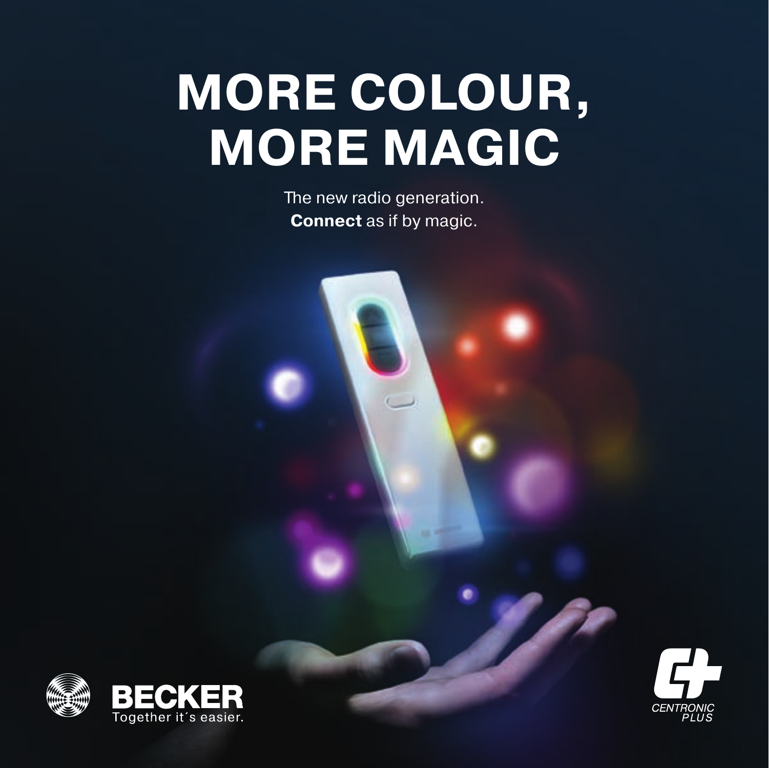# MORE COLOUR, MORE MAGIC

The new radio generation.
**Connect** as if by magic.

BECKER
Together it´s easier.

CENTRONIC PLUS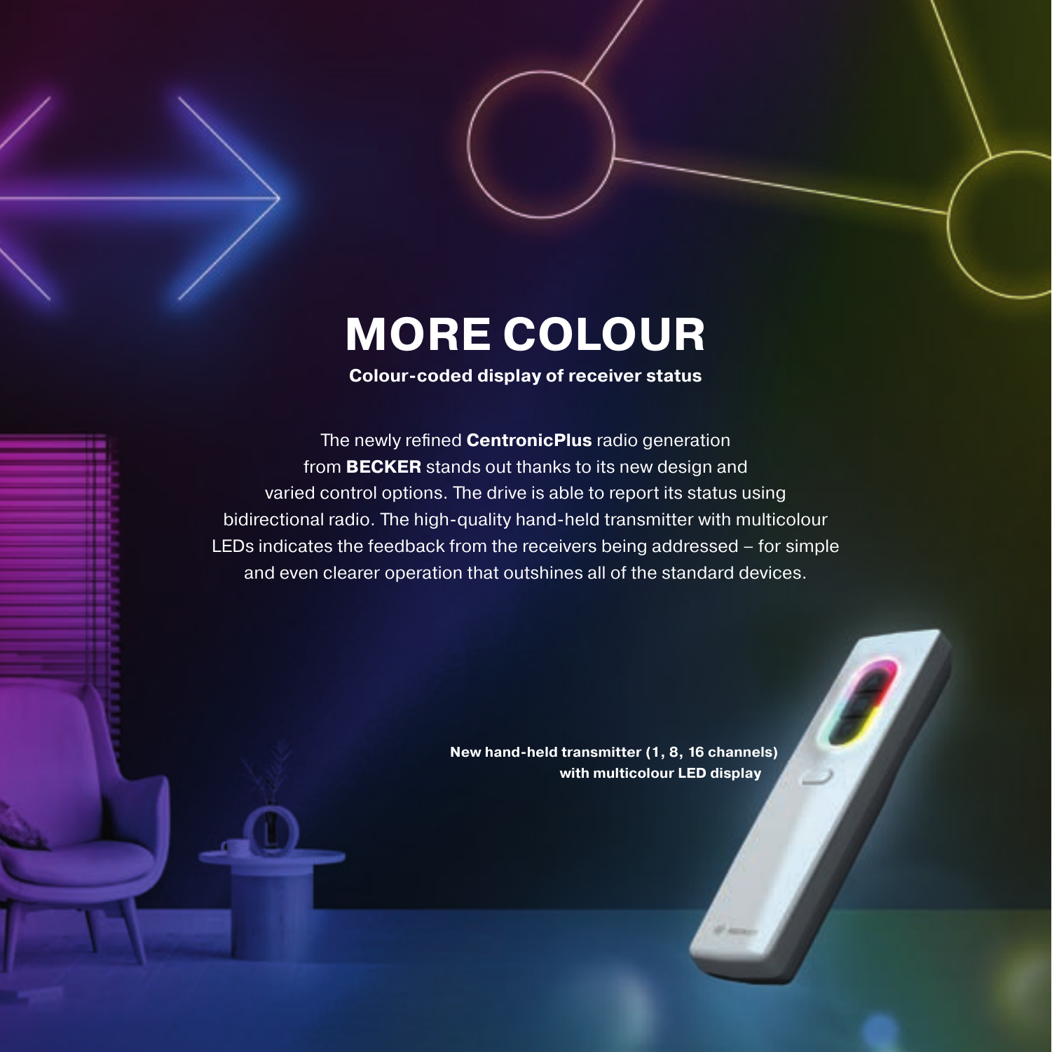# MORE COLOUR

**Colour-coded display of receiver status**

The newly refined **CentronicPlus** radio generation from **BECKER** stands out thanks to its new design and varied control options. The drive is able to report its status using bidirectional radio. The high-quality hand-held transmitter with multicolour LEDs indicates the feedback from the receivers being addressed – for simple and even clearer operation that outshines all of the standard devices.

**New hand-held transmitter (1, 8, 16 channels) with multicolour LED display**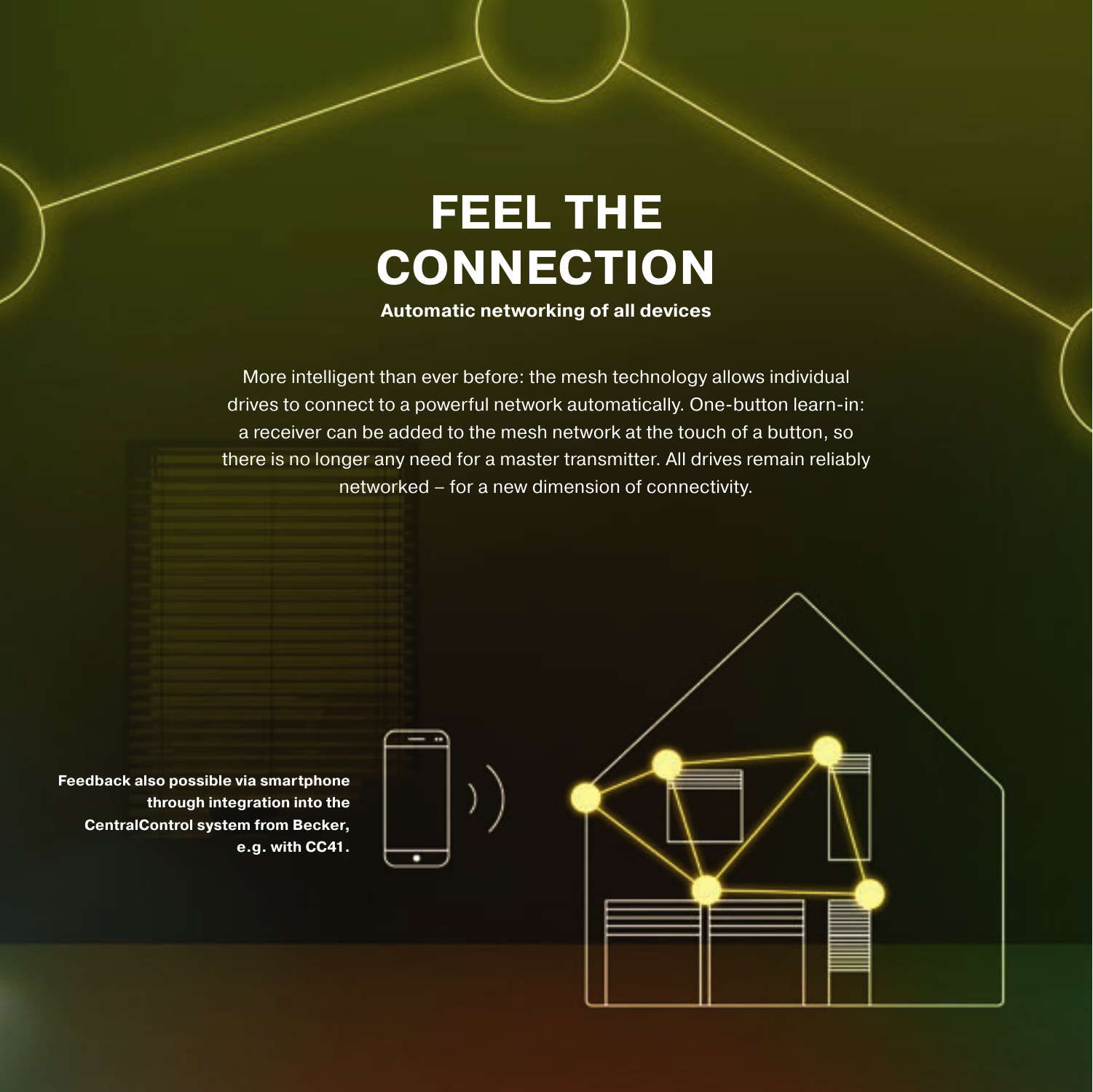# FEEL THE CONNECTION

**Automatic networking of all devices**

More intelligent than ever before: the mesh technology allows individual drives to connect to a powerful network automatically. One-button learn-in: a receiver can be added to the mesh network at the touch of a button, so there is no longer any need for a master transmitter. All drives remain reliably networked – for a new dimension of connectivity.

**Feedback also possible via smartphone through integration into the CentralControl system from Becker, e.g. with CC41.**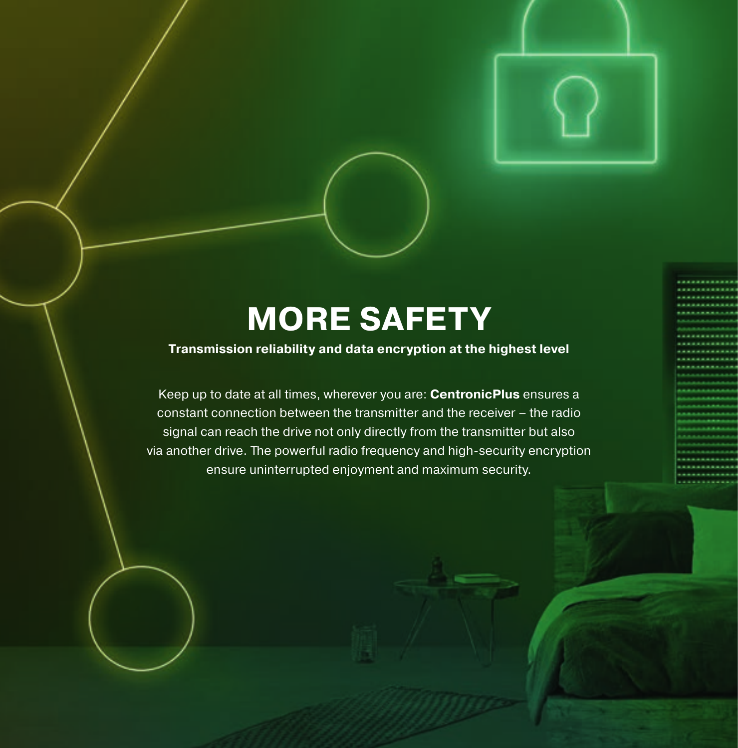# MORE SAFETY

**Transmission reliability and data encryption at the highest level**

Keep up to date at all times, wherever you are: **CentronicPlus** ensures a constant connection between the transmitter and the receiver – the radio signal can reach the drive not only directly from the transmitter but also via another drive. The powerful radio frequency and high-security encryption ensure uninterrupted enjoyment and maximum security.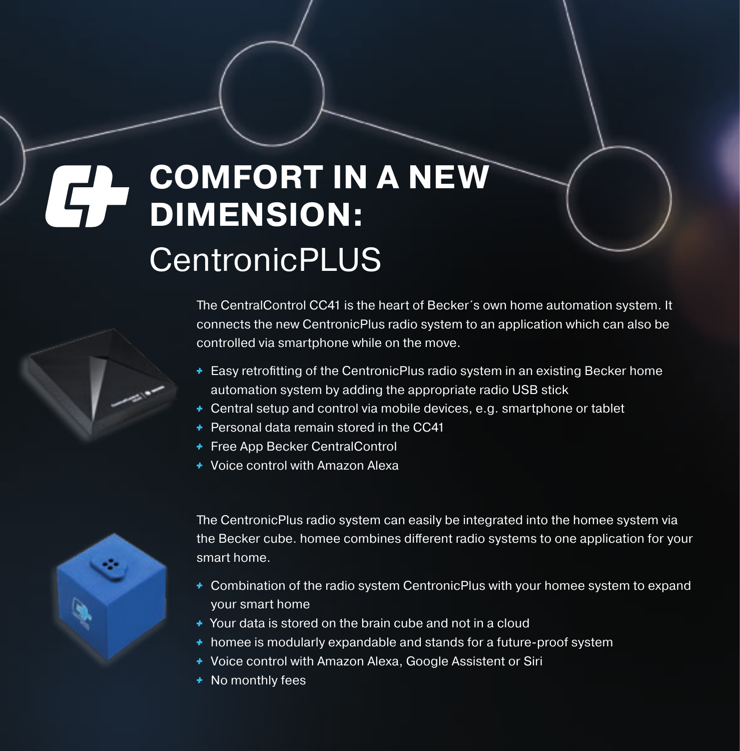# COMFORT IN A NEW DIMENSION:

## CentronicPLUS

The CentralControl CC41 is the heart of Becker´s own home automation system. It connects the new CentronicPlus radio system to an application which can also be controlled via smartphone while on the move.

- Easy retrofitting of the CentronicPlus radio system in an existing Becker home automation system by adding the appropriate radio USB stick
- Central setup and control via mobile devices, e.g. smartphone or tablet
- Personal data remain stored in the CC41
- Free App Becker CentralControl
- Voice control with Amazon Alexa

The CentronicPlus radio system can easily be integrated into the homee system via the Becker cube. homee combines different radio systems to one application for your smart home.

- Combination of the radio system CentronicPlus with your homee system to expand your smart home
- Your data is stored on the brain cube and not in a cloud
- homee is modularly expandable and stands for a future-proof system
- Voice control with Amazon Alexa, Google Assistent or Siri
- No monthly fees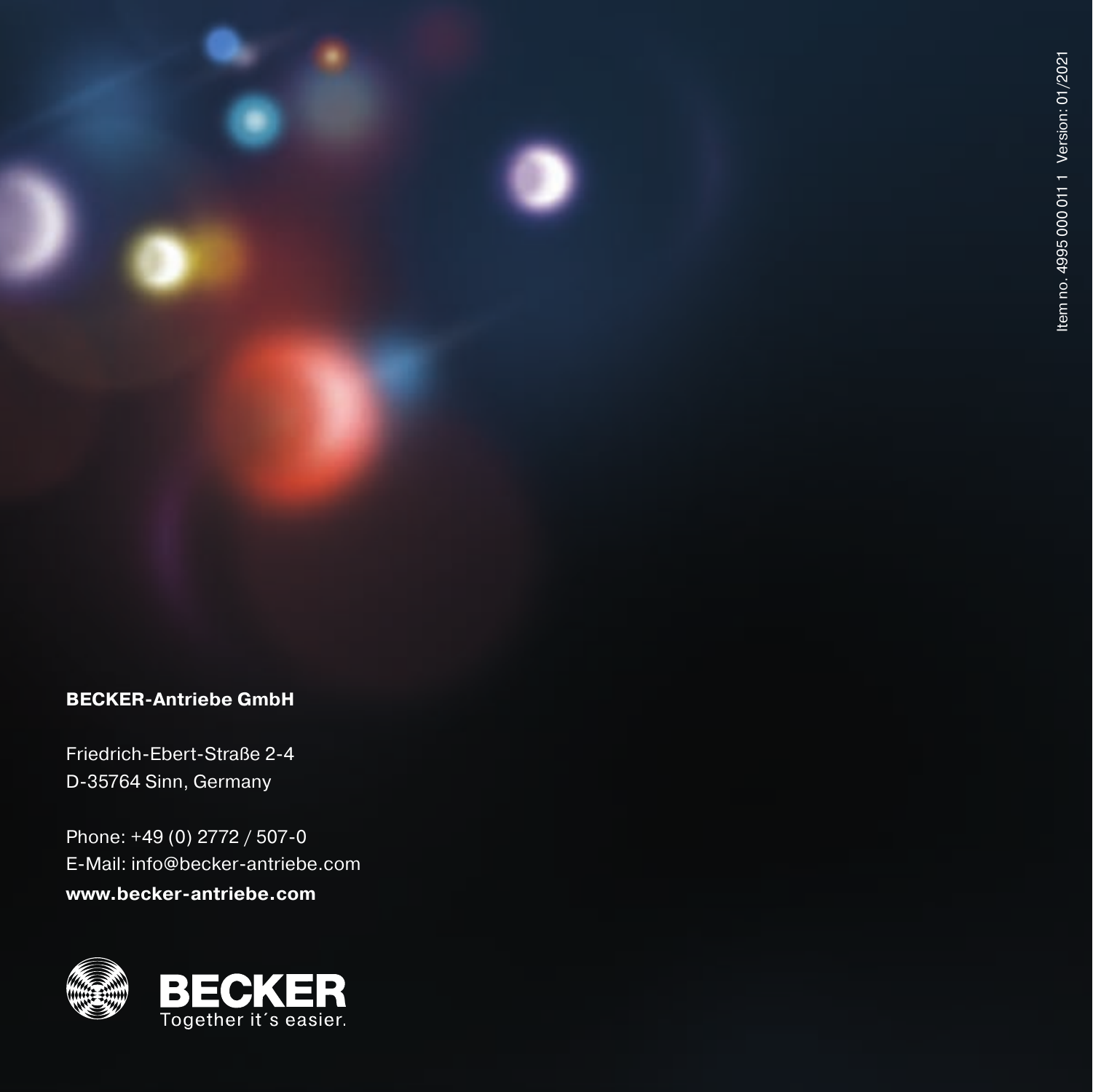Item no. 4995 000 011 1 Version: 01/2021

**BECKER-Antriebe GmbH**

Friedrich-Ebert-Straße 2-4
D-35764 Sinn, Germany

Phone: +49 (0) 2772 / 507-0
E-Mail: info@becker-antriebe.com
**www.becker-antriebe.com**

BECKER
Together it´s easier.